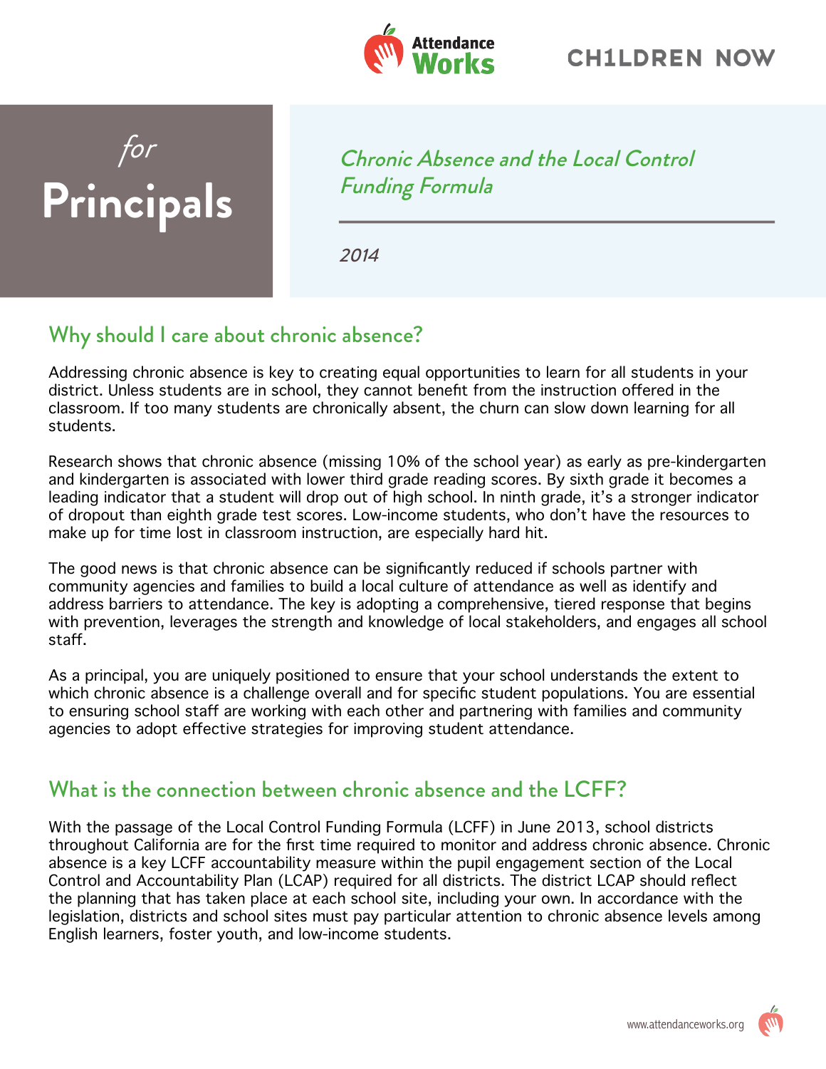Attendance Works

CH1LDREN NOW

# *for* Principals

*Chronic Absence and the Local Control Funding Formula*

*2014*

## Why should I care about chronic absence?

Addressing chronic absence is key to creating equal opportunities to learn for all students in your district. Unless students are in school, they cannot benefit from the instruction offered in the classroom. If too many students are chronically absent, the churn can slow down learning for all students.

Research shows that chronic absence (missing 10% of the school year) as early as pre-kindergarten and kindergarten is associated with lower third grade reading scores. By sixth grade it becomes a leading indicator that a student will drop out of high school. In ninth grade, it's a stronger indicator of dropout than eighth grade test scores. Low-income students, who don't have the resources to make up for time lost in classroom instruction, are especially hard hit.

The good news is that chronic absence can be significantly reduced if schools partner with community agencies and families to build a local culture of attendance as well as identify and address barriers to attendance. The key is adopting a comprehensive, tiered response that begins with prevention, leverages the strength and knowledge of local stakeholders, and engages all school staff.

As a principal, you are uniquely positioned to ensure that your school understands the extent to which chronic absence is a challenge overall and for specific student populations. You are essential to ensuring school staff are working with each other and partnering with families and community agencies to adopt effective strategies for improving student attendance.

## What is the connection between chronic absence and the LCFF?

With the passage of the Local Control Funding Formula (LCFF) in June 2013, school districts throughout California are for the first time required to monitor and address chronic absence. Chronic absence is a key LCFF accountability measure within the pupil engagement section of the Local Control and Accountability Plan (LCAP) required for all districts. The district LCAP should reflect the planning that has taken place at each school site, including your own. In accordance with the legislation, districts and school sites must pay particular attention to chronic absence levels among English learners, foster youth, and low-income students.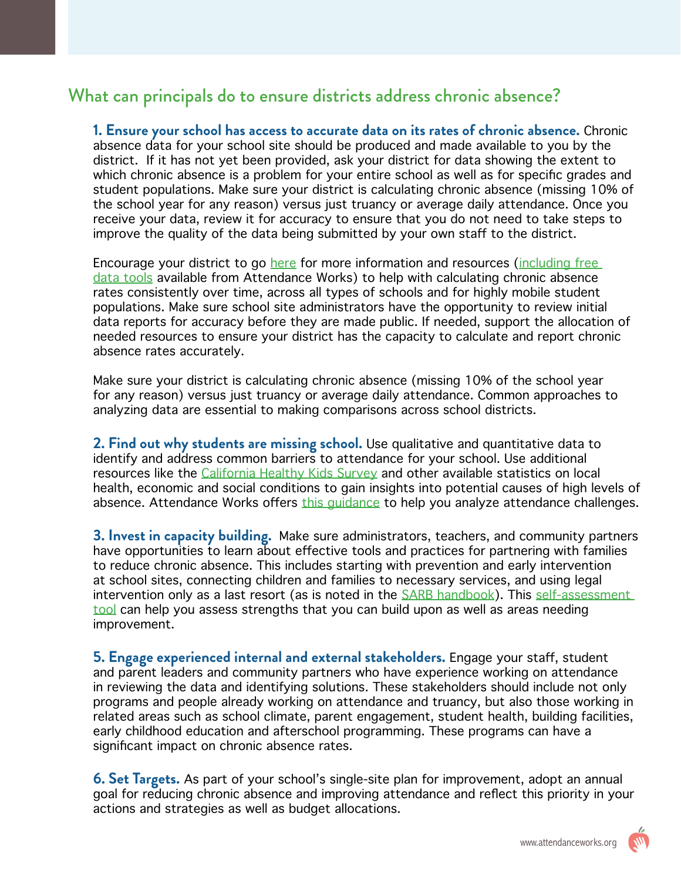## What can principals do to ensure districts address chronic absence?

**1. Ensure your school has access to accurate data on its rates of chronic absence.** Chronic absence data for your school site should be produced and made available to you by the district. If it has not yet been provided, ask your district for data showing the extent to which chronic absence is a problem for your entire school as well as for specific grades and student populations. Make sure your district is calculating chronic absence (missing 10% of the school year for any reason) versus just truancy or average daily attendance. Once you receive your data, review it for accuracy to ensure that you do not need to take steps to improve the quality of the data being submitted by your own staff to the district.

Encourage your district to go here for more information and resources (including free data tools available from Attendance Works) to help with calculating chronic absence rates consistently over time, across all types of schools and for highly mobile student populations. Make sure school site administrators have the opportunity to review initial data reports for accuracy before they are made public. If needed, support the allocation of needed resources to ensure your district has the capacity to calculate and report chronic absence rates accurately.

Make sure your district is calculating chronic absence (missing 10% of the school year for any reason) versus just truancy or average daily attendance. Common approaches to analyzing data are essential to making comparisons across school districts.

**2. Find out why students are missing school.** Use qualitative and quantitative data to identify and address common barriers to attendance for your school. Use additional resources like the California Healthy Kids Survey and other available statistics on local health, economic and social conditions to gain insights into potential causes of high levels of absence. Attendance Works offers this guidance to help you analyze attendance challenges.

**3. Invest in capacity building.** Make sure administrators, teachers, and community partners have opportunities to learn about effective tools and practices for partnering with families to reduce chronic absence. This includes starting with prevention and early intervention at school sites, connecting children and families to necessary services, and using legal intervention only as a last resort (as is noted in the SARB handbook). This self-assessment tool can help you assess strengths that you can build upon as well as areas needing improvement.

**5. Engage experienced internal and external stakeholders.** Engage your staff, student and parent leaders and community partners who have experience working on attendance in reviewing the data and identifying solutions. These stakeholders should include not only programs and people already working on attendance and truancy, but also those working in related areas such as school climate, parent engagement, student health, building facilities, early childhood education and afterschool programming. These programs can have a significant impact on chronic absence rates.

**6. Set Targets.** As part of your school's single-site plan for improvement, adopt an annual goal for reducing chronic absence and improving attendance and reflect this priority in your actions and strategies as well as budget allocations.